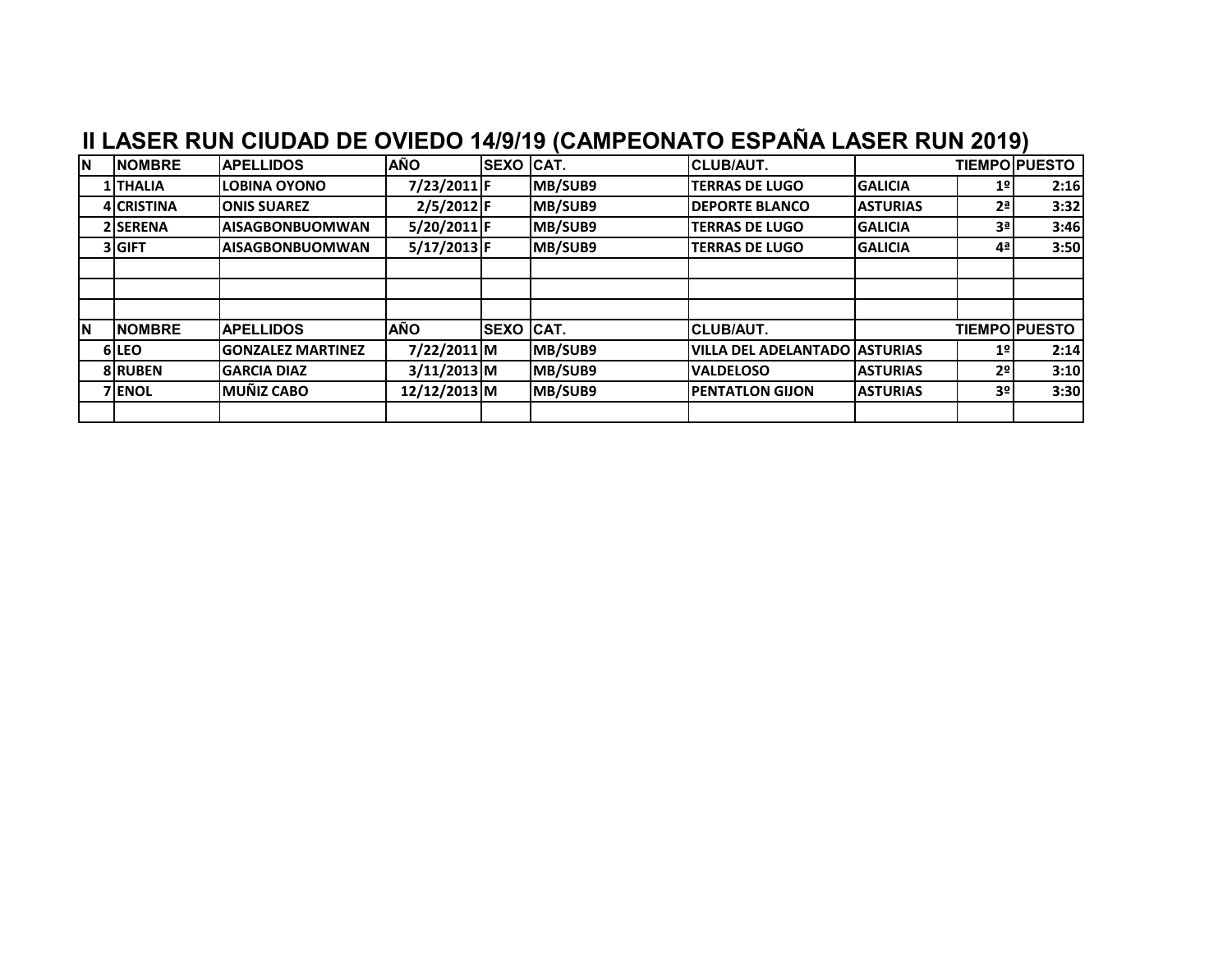# II LASER RUN CIUDAD DE OVIEDO 14/9/19 (CAMPEONATO ESPAÑA LASER RUN 2019)

| N | NOMBRE | APELLIDOS | AÑO | SEXO | CAT. | CLUB/AUT. | | TIEMPO | PUESTO |
|---|---|---|---|---|---|---|---|---|---|
| 1 | THALIA | LOBINA OYONO | 7/23/2011 | F | MB/SUB9 | TERRAS DE LUGO | GALICIA | 1º | 2:16 |
| 4 | CRISTINA | ONIS SUAREZ | 2/5/2012 | F | MB/SUB9 | DEPORTE BLANCO | ASTURIAS | 2ª | 3:32 |
| 2 | SERENA | AISAGBONBUOMWAN | 5/20/2011 | F | MB/SUB9 | TERRAS DE LUGO | GALICIA | 3ª | 3:46 |
| 3 | GIFT | AISAGBONBUOMWAN | 5/17/2013 | F | MB/SUB9 | TERRAS DE LUGO | GALICIA | 4ª | 3:50 |
| | | | | | | | | | |
| | | | | | | | | | |
| | | | | | | | | | |
| N | NOMBRE | APELLIDOS | AÑO | SEXO | CAT. | CLUB/AUT. | | TIEMPO | PUESTO |
| 6 | LEO | GONZALEZ MARTINEZ | 7/22/2011 | M | MB/SUB9 | VILLA DEL ADELANTADO | ASTURIAS | 1º | 2:14 |
| 8 | RUBEN | GARCIA DIAZ | 3/11/2013 | M | MB/SUB9 | VALDELOSO | ASTURIAS | 2º | 3:10 |
| 7 | ENOL | MUÑIZ CABO | 12/12/2013 | M | MB/SUB9 | PENTATLON GIJON | ASTURIAS | 3º | 3:30 |
| | | | | | | | | | |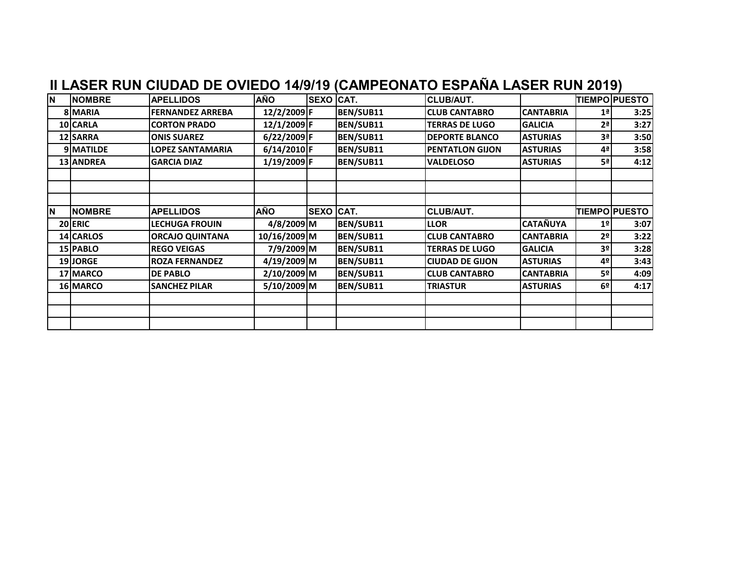# II LASER RUN CIUDAD DE OVIEDO 14/9/19 (CAMPEONATO ESPAÑA LASER RUN 2019)

| N | NOMBRE | APELLIDOS | AÑO | SEXO | CAT. | CLUB/AUT. | | TIEMPO | PUESTO |
|---|---|---|---|---|---|---|---|---|---|
| 8 | MARIA | FERNANDEZ ARREBA | 12/2/2009 | F | BEN/SUB11 | CLUB CANTABRO | CANTABRIA | 1ª | 3:25 |
| 10 | CARLA | CORTON PRADO | 12/1/2009 | F | BEN/SUB11 | TERRAS DE LUGO | GALICIA | 2ª | 3:27 |
| 12 | SARRA | ONIS SUAREZ | 6/22/2009 | F | BEN/SUB11 | DEPORTE BLANCO | ASTURIAS | 3ª | 3:50 |
| 9 | MATILDE | LOPEZ SANTAMARIA | 6/14/2010 | F | BEN/SUB11 | PENTATLON GIJON | ASTURIAS | 4ª | 3:58 |
| 13 | ANDREA | GARCIA DIAZ | 1/19/2009 | F | BEN/SUB11 | VALDELOSO | ASTURIAS | 5ª | 4:12 |
| | | | | | | | | | |
| | | | | | | | | | |
| | | | | | | | | | |
| N | NOMBRE | APELLIDOS | AÑO | SEXO | CAT. | CLUB/AUT. | | TIEMPO | PUESTO |
| 20 | ERIC | LECHUGA FROUIN | 4/8/2009 | M | BEN/SUB11 | LLOR | CATAÑUYA | 1º | 3:07 |
| 14 | CARLOS | ORCAJO QUINTANA | 10/16/2009 | M | BEN/SUB11 | CLUB CANTABRO | CANTABRIA | 2º | 3:22 |
| 15 | PABLO | REGO VEIGAS | 7/9/2009 | M | BEN/SUB11 | TERRAS DE LUGO | GALICIA | 3º | 3:28 |
| 19 | JORGE | ROZA FERNANDEZ | 4/19/2009 | M | BEN/SUB11 | CIUDAD DE GIJON | ASTURIAS | 4º | 3:43 |
| 17 | MARCO | DE PABLO | 2/10/2009 | M | BEN/SUB11 | CLUB CANTABRO | CANTABRIA | 5º | 4:09 |
| 16 | MARCO | SANCHEZ PILAR | 5/10/2009 | M | BEN/SUB11 | TRIASTUR | ASTURIAS | 6º | 4:17 |
| | | | | | | | | | |
| | | | | | | | | | |
| | | | | | | | | | |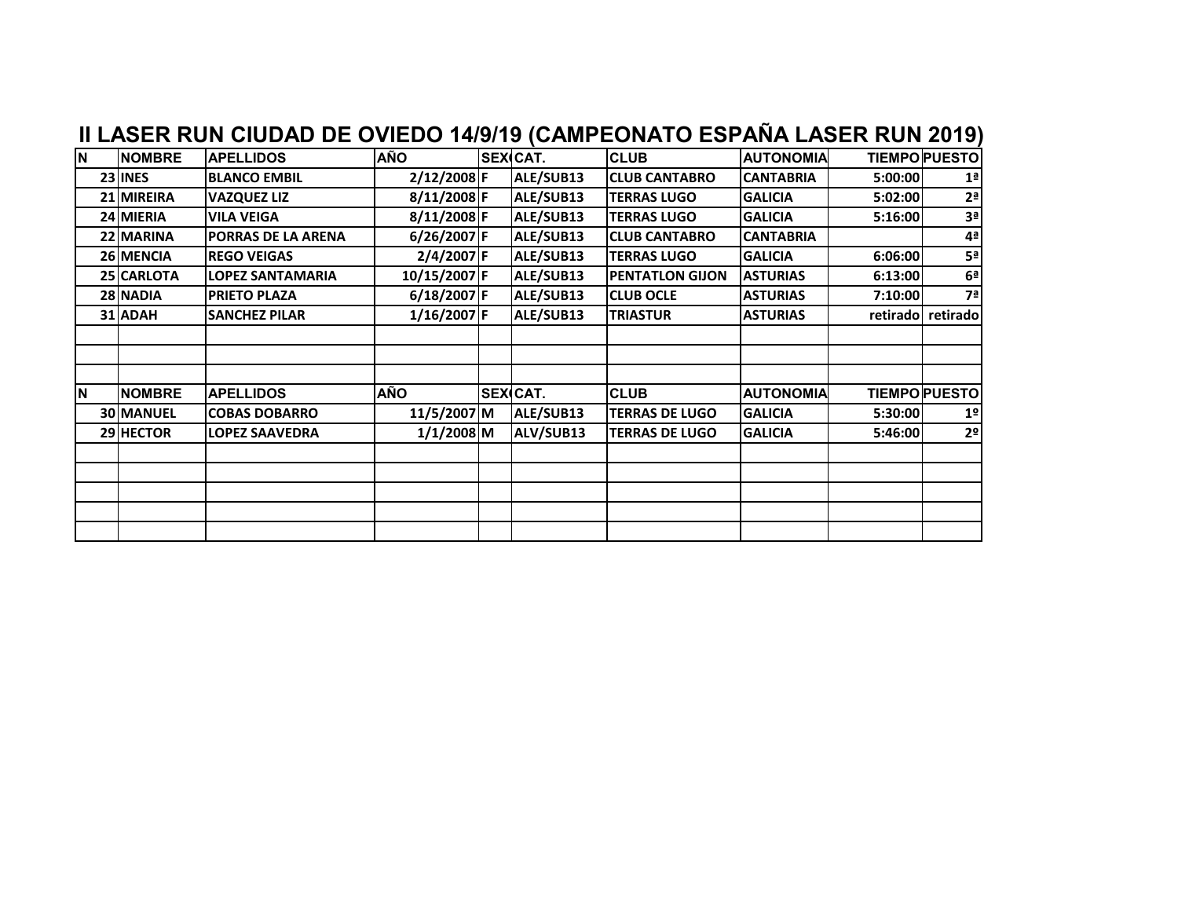# II LASER RUN CIUDAD DE OVIEDO 14/9/19 (CAMPEONATO ESPAÑA LASER RUN 2019)

| N | NOMBRE | APELLIDOS | AÑO | SEXO | CAT. | CLUB | AUTONOMIA | TIEMPO | PUESTO |
|---|---|---|---|---|---|---|---|---|---|
| 23 | INES | BLANCO EMBIL | 2/12/2008 | F | ALE/SUB13 | CLUB CANTABRO | CANTABRIA | 5:00:00 | 1ª |
| 21 | MIREIRA | VAZQUEZ LIZ | 8/11/2008 | F | ALE/SUB13 | TERRAS LUGO | GALICIA | 5:02:00 | 2ª |
| 24 | MIERIA | VILA VEIGA | 8/11/2008 | F | ALE/SUB13 | TERRAS LUGO | GALICIA | 5:16:00 | 3ª |
| 22 | MARINA | PORRAS DE LA ARENA | 6/26/2007 | F | ALE/SUB13 | CLUB CANTABRO | CANTABRIA | | 4ª |
| 26 | MENCIA | REGO VEIGAS | 2/4/2007 | F | ALE/SUB13 | TERRAS LUGO | GALICIA | 6:06:00 | 5ª |
| 25 | CARLOTA | LOPEZ SANTAMARIA | 10/15/2007 | F | ALE/SUB13 | PENTATLON GIJON | ASTURIAS | 6:13:00 | 6ª |
| 28 | NADIA | PRIETO PLAZA | 6/18/2007 | F | ALE/SUB13 | CLUB OCLE | ASTURIAS | 7:10:00 | 7ª |
| 31 | ADAH | SANCHEZ PILAR | 1/16/2007 | F | ALE/SUB13 | TRIASTUR | ASTURIAS | retirado | retirado |
| | | | | | | | | | |
| | | | | | | | | | |
| | | | | | | | | | |

| N | NOMBRE | APELLIDOS | AÑO | SEXO | CAT. | CLUB | AUTONOMIA | TIEMPO | PUESTO |
|---|---|---|---|---|---|---|---|---|---|
| 30 | MANUEL | COBAS DOBARRO | 11/5/2007 | M | ALE/SUB13 | TERRAS DE LUGO | GALICIA | 5:30:00 | 1º |
| 29 | HECTOR | LOPEZ SAAVEDRA | 1/1/2008 | M | ALV/SUB13 | TERRAS DE LUGO | GALICIA | 5:46:00 | 2º |
| | | | | | | | | | |
| | | | | | | | | | |
| | | | | | | | | | |
| | | | | | | | | | |
| | | | | | | | | | |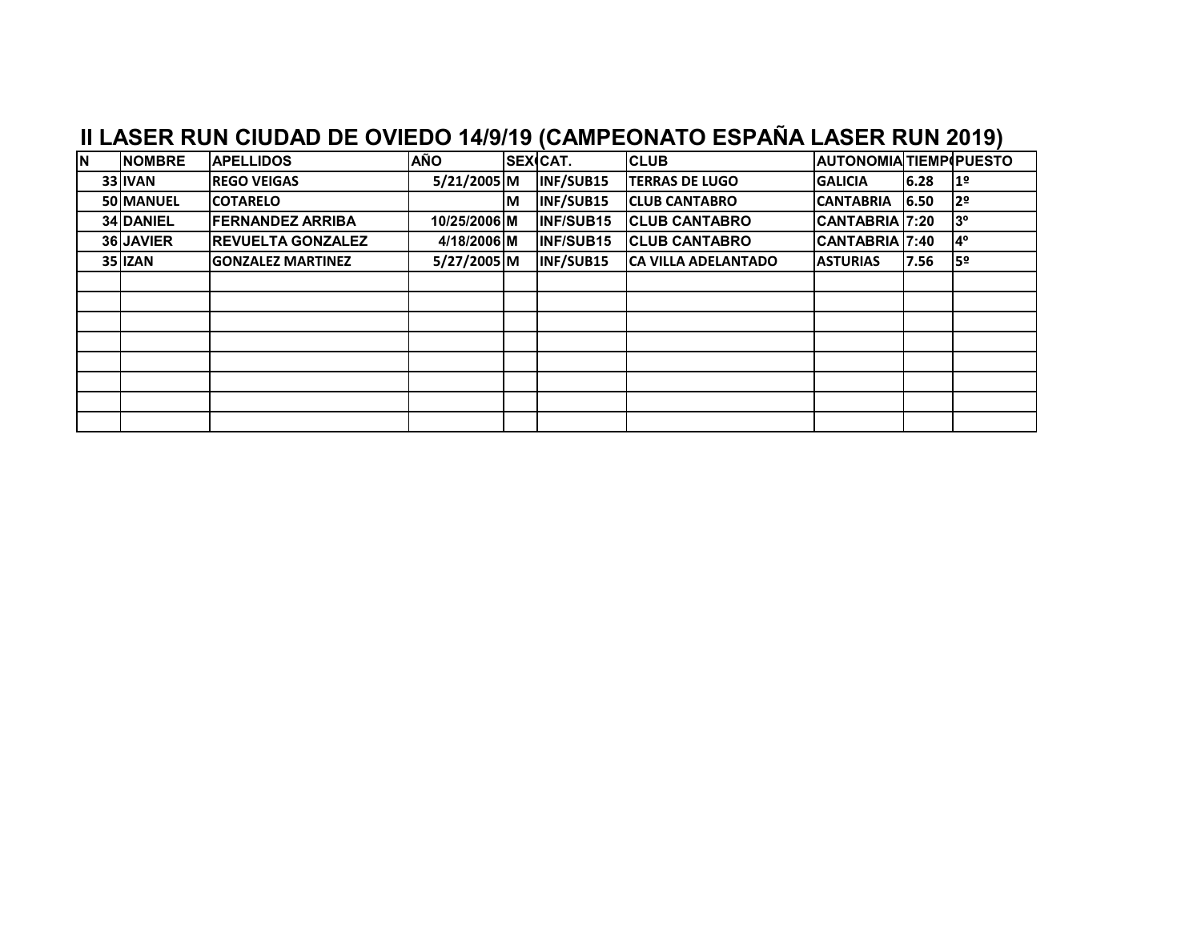# II LASER RUN CIUDAD DE OVIEDO 14/9/19 (CAMPEONATO ESPAÑA LASER RUN 2019)

| N | NOMBRE | APELLIDOS | AÑO | SEX | CAT. | CLUB | AUTONOMIA | TIEMPO | PUESTO |
|---|---|---|---|---|---|---|---|---|---|
| 33 | IVAN | REGO VEIGAS | 5/21/2005 | M | INF/SUB15 | TERRAS DE LUGO | GALICIA | 6.28 | 1º |
| 50 | MANUEL | COTARELO | | M | INF/SUB15 | CLUB CANTABRO | CANTABRIA | 6.50 | 2º |
| 34 | DANIEL | FERNANDEZ ARRIBA | 10/25/2006 | M | INF/SUB15 | CLUB CANTABRO | CANTABRIA | 7:20 | 3º |
| 36 | JAVIER | REVUELTA GONZALEZ | 4/18/2006 | M | INF/SUB15 | CLUB CANTABRO | CANTABRIA | 7:40 | 4º |
| 35 | IZAN | GONZALEZ MARTINEZ | 5/27/2005 | M | INF/SUB15 | CA VILLA ADELANTADO | ASTURIAS | 7.56 | 5º |
| | | | | | | | | | |
| | | | | | | | | | |
| | | | | | | | | | |
| | | | | | | | | | |
| | | | | | | | | | |
| | | | | | | | | | |
| | | | | | | | | | |
| | | | | | | | | | |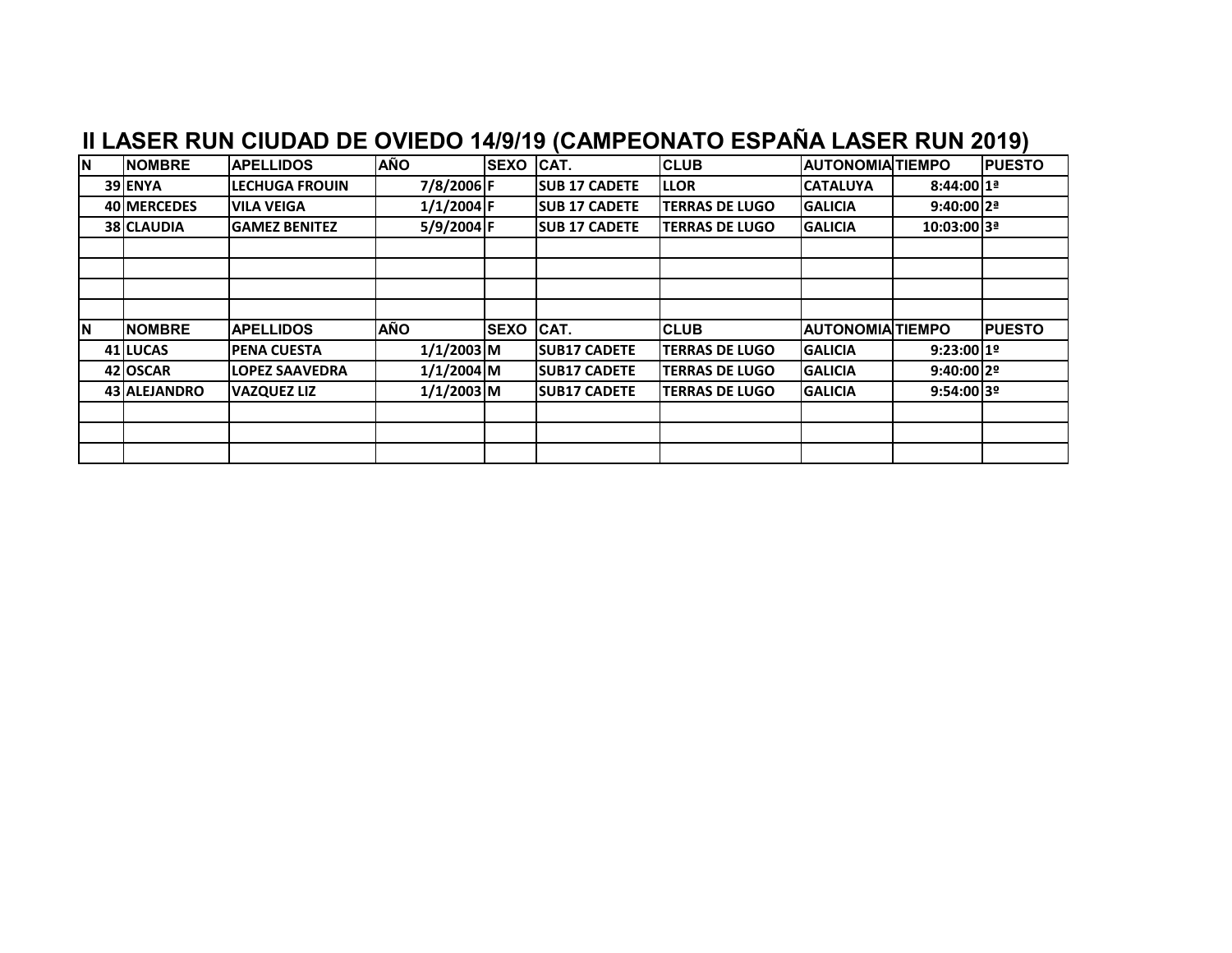# II LASER RUN CIUDAD DE OVIEDO 14/9/19 (CAMPEONATO ESPAÑA LASER RUN 2019)

| N | NOMBRE | APELLIDOS | AÑO | SEXO | CAT. | CLUB | AUTONOMIA | TIEMPO | PUESTO |
|---|---|---|---|---|---|---|---|---|---|
| 39 | ENYA | LECHUGA FROUIN | 7/8/2006 | F | SUB 17 CADETE | LLOR | CATALUYA | 8:44:00 | 1ª |
| 40 | MERCEDES | VILA VEIGA | 1/1/2004 | F | SUB 17 CADETE | TERRAS DE LUGO | GALICIA | 9:40:00 | 2ª |
| 38 | CLAUDIA | GAMEZ BENITEZ | 5/9/2004 | F | SUB 17 CADETE | TERRAS DE LUGO | GALICIA | 10:03:00 | 3ª |
| | | | | | | | | | |
| | | | | | | | | | |
| | | | | | | | | | |
| | | | | | | | | | |
| N | NOMBRE | APELLIDOS | AÑO | SEXO | CAT. | CLUB | AUTONOMIA | TIEMPO | PUESTO |
| 41 | LUCAS | PENA CUESTA | 1/1/2003 | M | SUB17 CADETE | TERRAS DE LUGO | GALICIA | 9:23:00 | 1º |
| 42 | OSCAR | LOPEZ SAAVEDRA | 1/1/2004 | M | SUB17 CADETE | TERRAS DE LUGO | GALICIA | 9:40:00 | 2º |
| 43 | ALEJANDRO | VAZQUEZ LIZ | 1/1/2003 | M | SUB17 CADETE | TERRAS DE LUGO | GALICIA | 9:54:00 | 3º |
| | | | | | | | | | |
| | | | | | | | | | |
| | | | | | | | | | |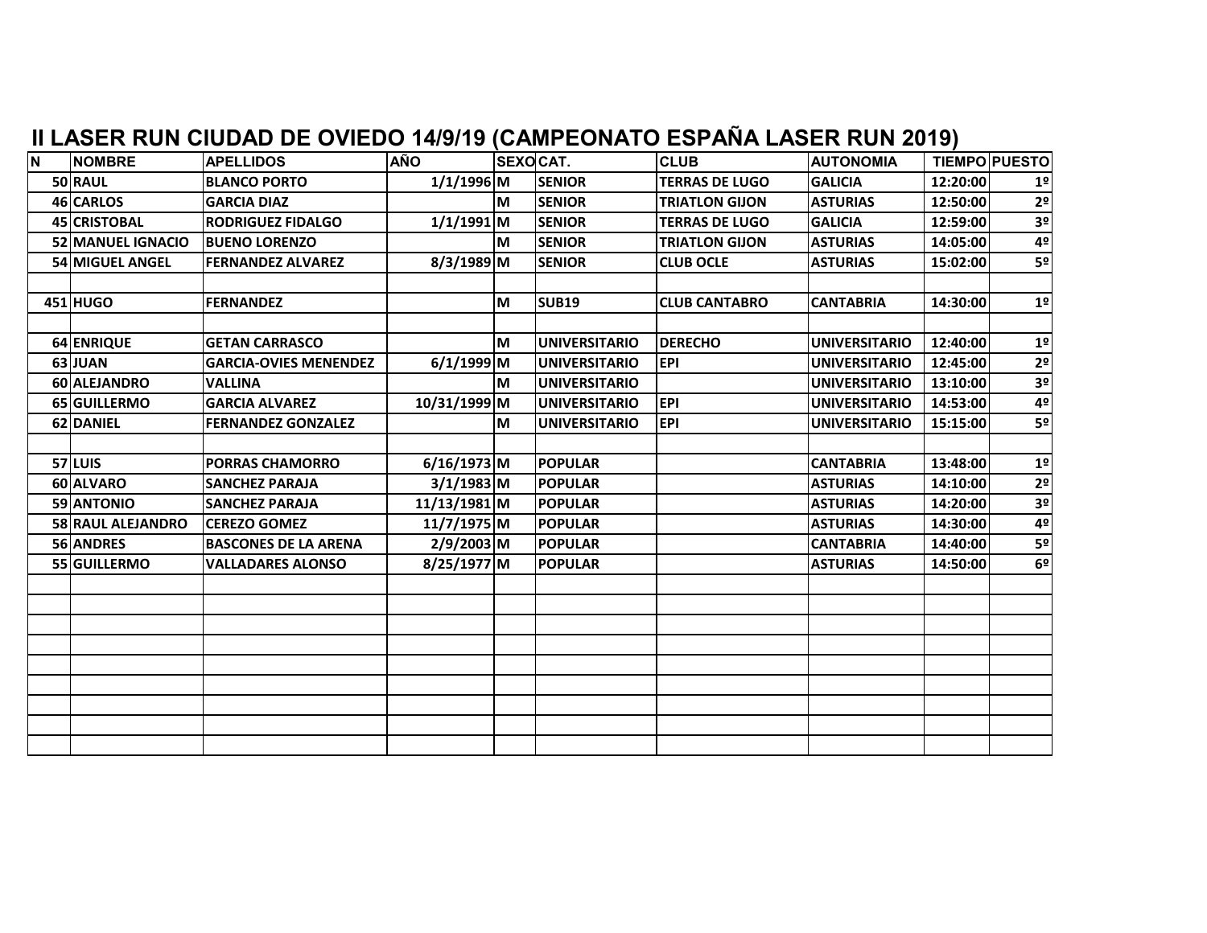# II LASER RUN CIUDAD DE OVIEDO 14/9/19 (CAMPEONATO ESPAÑA LASER RUN 2019)

| N | NOMBRE | APELLIDOS | AÑO | SEXO | CAT. | CLUB | AUTONOMIA | TIEMPO | PUESTO |
|---|---|---|---|---|---|---|---|---|---|
| 50 | RAUL | BLANCO PORTO | 1/1/1996 | M | SENIOR | TERRAS DE LUGO | GALICIA | 12:20:00 | 1º |
| 46 | CARLOS | GARCIA DIAZ | | M | SENIOR | TRIATLON GIJON | ASTURIAS | 12:50:00 | 2º |
| 45 | CRISTOBAL | RODRIGUEZ FIDALGO | 1/1/1991 | M | SENIOR | TERRAS DE LUGO | GALICIA | 12:59:00 | 3º |
| 52 | MANUEL IGNACIO | BUENO LORENZO | | M | SENIOR | TRIATLON GIJON | ASTURIAS | 14:05:00 | 4º |
| 54 | MIGUEL ANGEL | FERNANDEZ ALVAREZ | 8/3/1989 | M | SENIOR | CLUB OCLE | ASTURIAS | 15:02:00 | 5º |
| | | | | | | | | | |
| 451 | HUGO | FERNANDEZ | | M | SUB19 | CLUB CANTABRO | CANTABRIA | 14:30:00 | 1º |
| | | | | | | | | | |
| 64 | ENRIQUE | GETAN CARRASCO | | M | UNIVERSITARIO | DERECHO | UNIVERSITARIO | 12:40:00 | 1º |
| 63 | JUAN | GARCIA-OVIES MENENDEZ | 6/1/1999 | M | UNIVERSITARIO | EPI | UNIVERSITARIO | 12:45:00 | 2º |
| 60 | ALEJANDRO | VALLINA | | M | UNIVERSITARIO | | UNIVERSITARIO | 13:10:00 | 3º |
| 65 | GUILLERMO | GARCIA ALVAREZ | 10/31/1999 | M | UNIVERSITARIO | EPI | UNIVERSITARIO | 14:53:00 | 4º |
| 62 | DANIEL | FERNANDEZ GONZALEZ | | M | UNIVERSITARIO | EPI | UNIVERSITARIO | 15:15:00 | 5º |
| | | | | | | | | | |
| 57 | LUIS | PORRAS CHAMORRO | 6/16/1973 | M | POPULAR | | CANTABRIA | 13:48:00 | 1º |
| 60 | ALVARO | SANCHEZ PARAJA | 3/1/1983 | M | POPULAR | | ASTURIAS | 14:10:00 | 2º |
| 59 | ANTONIO | SANCHEZ PARAJA | 11/13/1981 | M | POPULAR | | ASTURIAS | 14:20:00 | 3º |
| 58 | RAUL ALEJANDRO | CEREZO GOMEZ | 11/7/1975 | M | POPULAR | | ASTURIAS | 14:30:00 | 4º |
| 56 | ANDRES | BASCONES DE LA ARENA | 2/9/2003 | M | POPULAR | | CANTABRIA | 14:40:00 | 5º |
| 55 | GUILLERMO | VALLADARES ALONSO | 8/25/1977 | M | POPULAR | | ASTURIAS | 14:50:00 | 6º |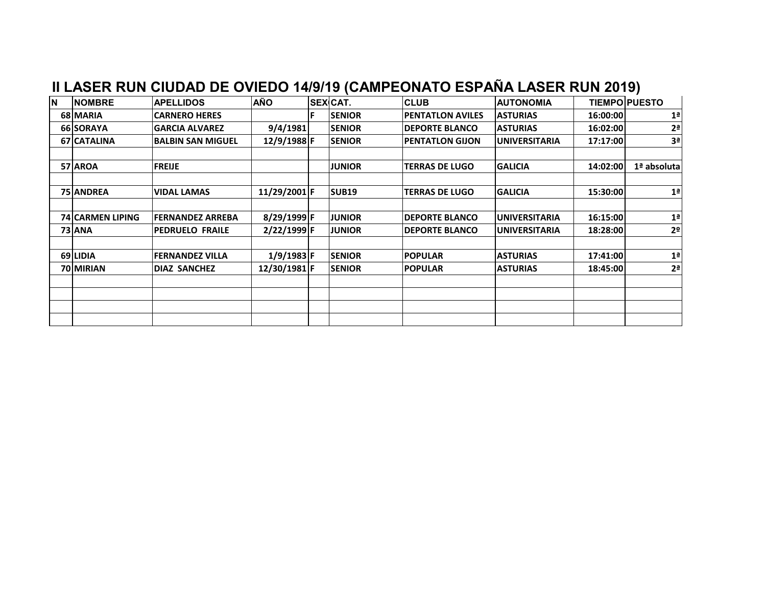## II LASER RUN CIUDAD DE OVIEDO 14/9/19 (CAMPEONATO ESPAÑA LASER RUN 2019)

| N | NOMBRE | APELLIDOS | AÑO | SEX | CAT. | CLUB | AUTONOMIA | TIEMPO | PUESTO |
|---|---|---|---|---|---|---|---|---|---|
| 68 | MARIA | CARNERO HERES | | F | SENIOR | PENTATLON AVILES | ASTURIAS | 16:00:00 | 1ª |
| 66 | SORAYA | GARCIA ALVAREZ | 9/4/1981 | | SENIOR | DEPORTE BLANCO | ASTURIAS | 16:02:00 | 2ª |
| 67 | CATALINA | BALBIN SAN MIGUEL | 12/9/1988 | F | SENIOR | PENTATLON GIJON | UNIVERSITARIA | 17:17:00 | 3ª |
| | | | | | | | | | |
| 57 | AROA | FREIJE | | | JUNIOR | TERRAS DE LUGO | GALICIA | 14:02:00 | 1ª absoluta |
| | | | | | | | | | |
| 75 | ANDREA | VIDAL LAMAS | 11/29/2001 | F | SUB19 | TERRAS DE LUGO | GALICIA | 15:30:00 | 1ª |
| | | | | | | | | | |
| 74 | CARMEN LIPING | FERNANDEZ ARREBA | 8/29/1999 | F | JUNIOR | DEPORTE BLANCO | UNIVERSITARIA | 16:15:00 | 1ª |
| 73 | ANA | PEDRUELO FRAILE | 2/22/1999 | F | JUNIOR | DEPORTE BLANCO | UNIVERSITARIA | 18:28:00 | 2º |
| | | | | | | | | | |
| 69 | LIDIA | FERNANDEZ VILLA | 1/9/1983 | F | SENIOR | POPULAR | ASTURIAS | 17:41:00 | 1ª |
| 70 | MIRIAN | DIAZ SANCHEZ | 12/30/1981 | F | SENIOR | POPULAR | ASTURIAS | 18:45:00 | 2ª |
| | | | | | | | | | |
| | | | | | | | | | |
| | | | | | | | | | |
| | | | | | | | | | |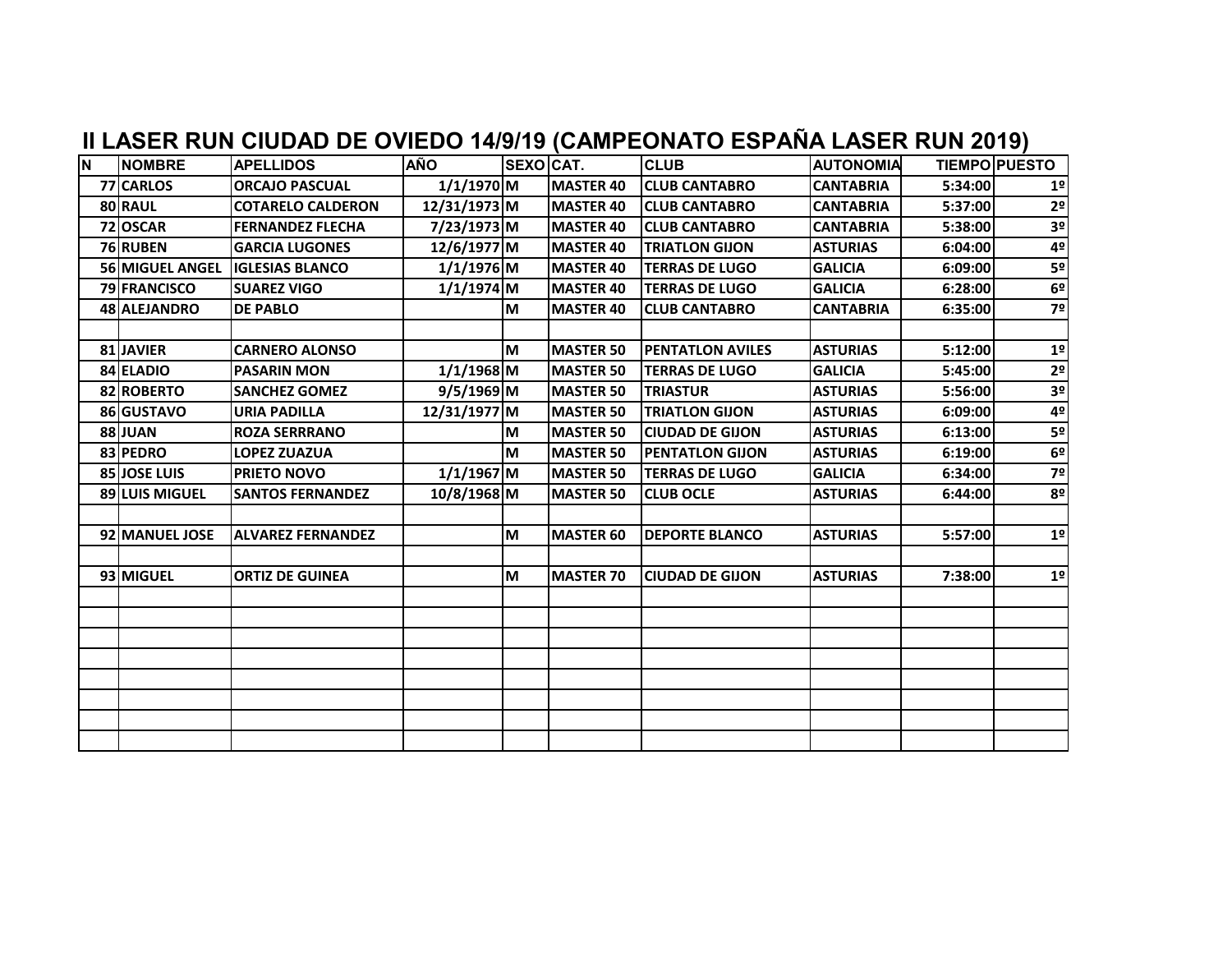# II LASER RUN CIUDAD DE OVIEDO 14/9/19 (CAMPEONATO ESPAÑA LASER RUN 2019)

| N | NOMBRE | APELLIDOS | AÑO | SEXO | CAT. | CLUB | AUTONOMIA | TIEMPO | PUESTO |
|---|---|---|---|---|---|---|---|---|---|
| 77 | CARLOS | ORCAJO PASCUAL | 1/1/1970 | M | MASTER 40 | CLUB CANTABRO | CANTABRIA | 5:34:00 | 1º |
| 80 | RAUL | COTARELO CALDERON | 12/31/1973 | M | MASTER 40 | CLUB CANTABRO | CANTABRIA | 5:37:00 | 2º |
| 72 | OSCAR | FERNANDEZ FLECHA | 7/23/1973 | M | MASTER 40 | CLUB CANTABRO | CANTABRIA | 5:38:00 | 3º |
| 76 | RUBEN | GARCIA LUGONES | 12/6/1977 | M | MASTER 40 | TRIATLON GIJON | ASTURIAS | 6:04:00 | 4º |
| 56 | MIGUEL ANGEL | IGLESIAS BLANCO | 1/1/1976 | M | MASTER 40 | TERRAS DE LUGO | GALICIA | 6:09:00 | 5º |
| 79 | FRANCISCO | SUAREZ VIGO | 1/1/1974 | M | MASTER 40 | TERRAS DE LUGO | GALICIA | 6:28:00 | 6º |
| 48 | ALEJANDRO | DE PABLO | | M | MASTER 40 | CLUB CANTABRO | CANTABRIA | 6:35:00 | 7º |
| | | | | | | | | | |
| 81 | JAVIER | CARNERO ALONSO | | M | MASTER 50 | PENTATLON AVILES | ASTURIAS | 5:12:00 | 1º |
| 84 | ELADIO | PASARIN MON | 1/1/1968 | M | MASTER 50 | TERRAS DE LUGO | GALICIA | 5:45:00 | 2º |
| 82 | ROBERTO | SANCHEZ GOMEZ | 9/5/1969 | M | MASTER 50 | TRIASTUR | ASTURIAS | 5:56:00 | 3º |
| 86 | GUSTAVO | URIA PADILLA | 12/31/1977 | M | MASTER 50 | TRIATLON GIJON | ASTURIAS | 6:09:00 | 4º |
| 88 | JUAN | ROZA SERRRANO | | M | MASTER 50 | CIUDAD DE GIJON | ASTURIAS | 6:13:00 | 5º |
| 83 | PEDRO | LOPEZ ZUAZUA | | M | MASTER 50 | PENTATLON GIJON | ASTURIAS | 6:19:00 | 6º |
| 85 | JOSE LUIS | PRIETO NOVO | 1/1/1967 | M | MASTER 50 | TERRAS DE LUGO | GALICIA | 6:34:00 | 7º |
| 89 | LUIS MIGUEL | SANTOS FERNANDEZ | 10/8/1968 | M | MASTER 50 | CLUB OCLE | ASTURIAS | 6:44:00 | 8º |
| | | | | | | | | | |
| 92 | MANUEL JOSE | ALVAREZ FERNANDEZ | | M | MASTER 60 | DEPORTE BLANCO | ASTURIAS | 5:57:00 | 1º |
| | | | | | | | | | |
| 93 | MIGUEL | ORTIZ DE GUINEA | | M | MASTER 70 | CIUDAD DE GIJON | ASTURIAS | 7:38:00 | 1º |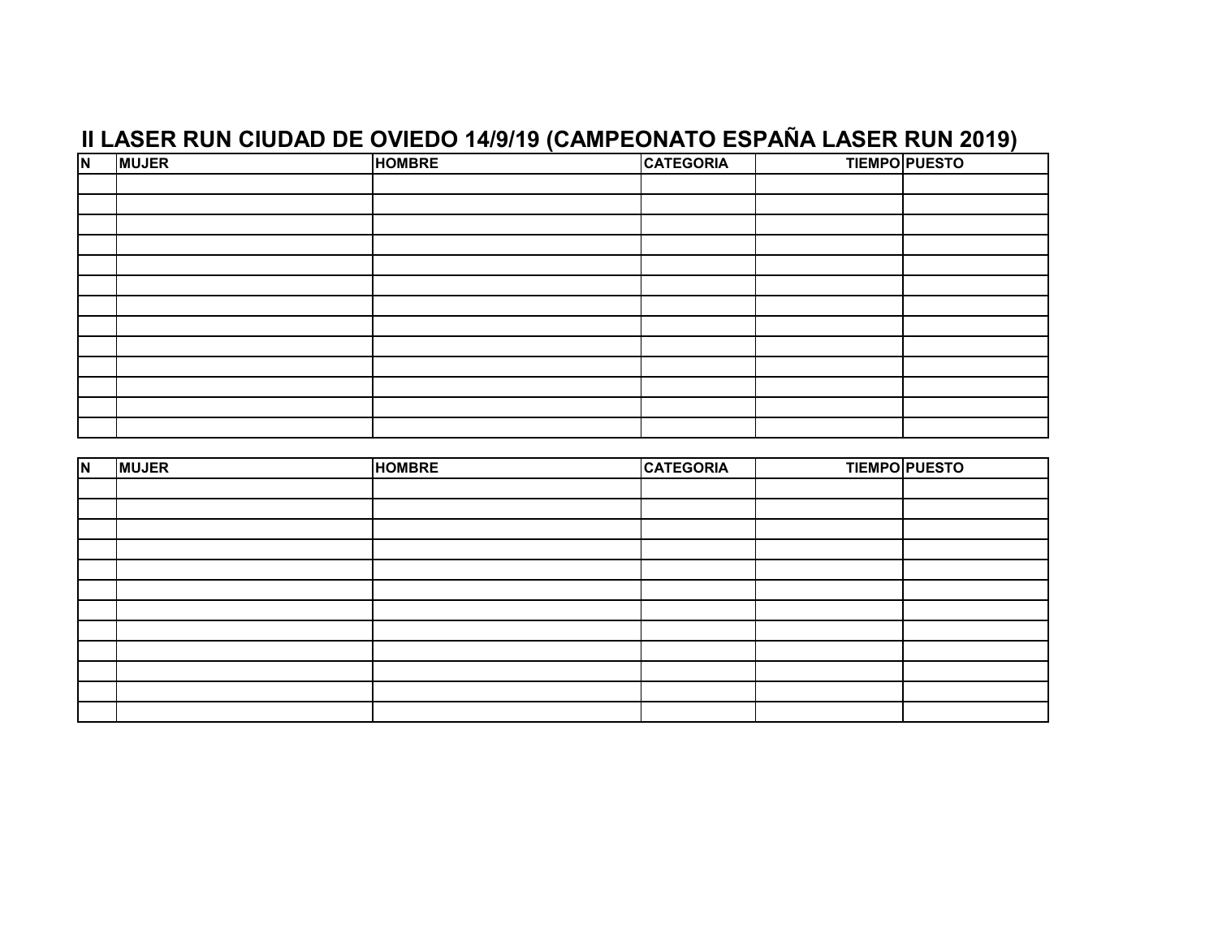# II LASER RUN CIUDAD DE OVIEDO 14/9/19 (CAMPEONATO ESPAÑA LASER RUN 2019)

| N | MUJER | HOMBRE | CATEGORIA | TIEMPO | PUESTO |
|---|---|---|---|---|---|
| | | | | | |
| | | | | | |
| | | | | | |
| | | | | | |
| | | | | | |
| | | | | | |
| | | | | | |
| | | | | | |
| | | | | | |
| | | | | | |
| | | | | | |
| | | | | | |
| | | | | | |

| N | MUJER | HOMBRE | CATEGORIA | TIEMPO | PUESTO |
|---|---|---|---|---|---|
| | | | | | |
| | | | | | |
| | | | | | |
| | | | | | |
| | | | | | |
| | | | | | |
| | | | | | |
| | | | | | |
| | | | | | |
| | | | | | |
| | | | | | |
| | | | | | |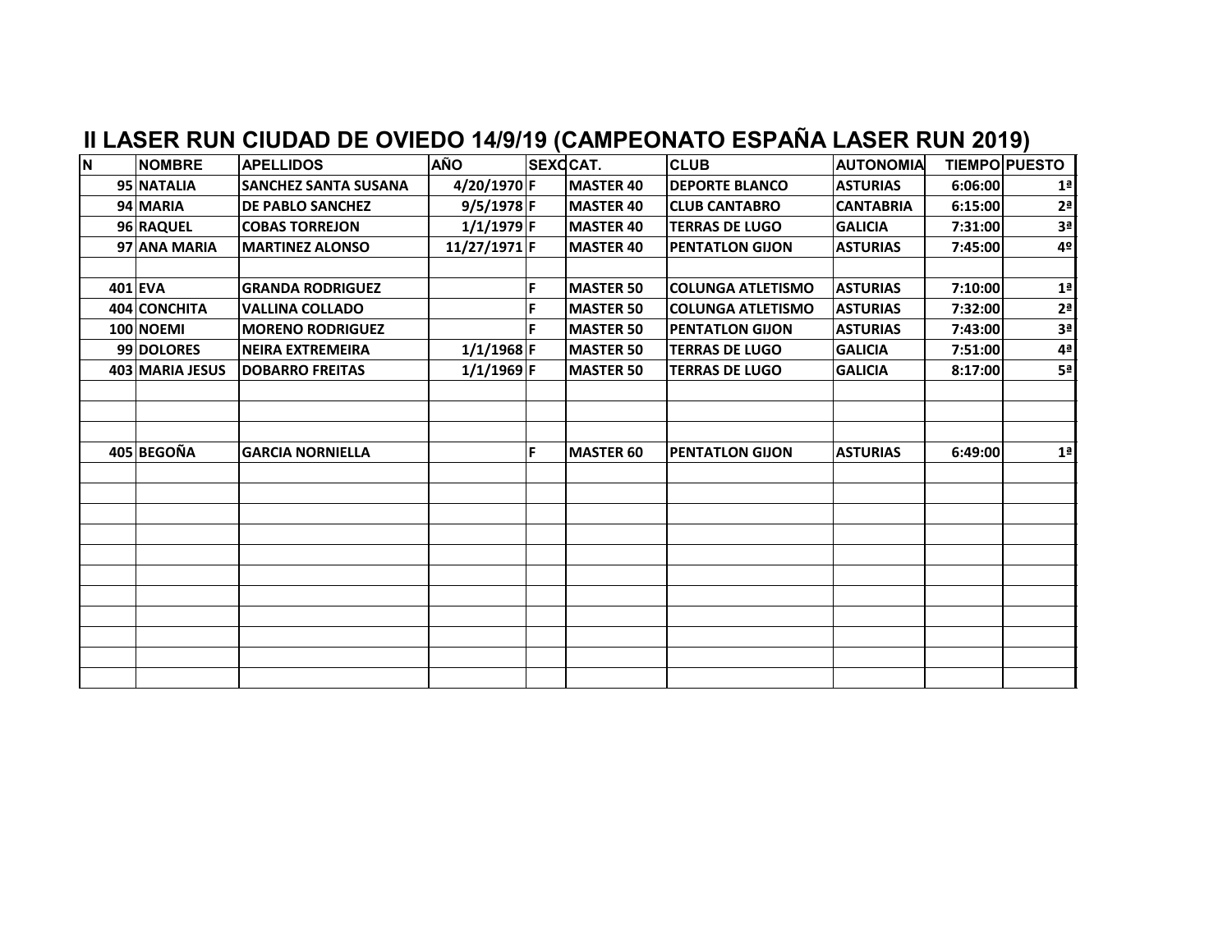# II LASER RUN CIUDAD DE OVIEDO 14/9/19 (CAMPEONATO ESPAÑA LASER RUN 2019)

| N | NOMBRE | APELLIDOS | AÑO | SEXO | CAT. | CLUB | AUTONOMIA | TIEMPO | PUESTO |
|---|---|---|---|---|---|---|---|---|---|
| 95 | NATALIA | SANCHEZ SANTA SUSANA | 4/20/1970 | F | MASTER 40 | DEPORTE BLANCO | ASTURIAS | 6:06:00 | 1ª |
| 94 | MARIA | DE PABLO SANCHEZ | 9/5/1978 | F | MASTER 40 | CLUB CANTABRO | CANTABRIA | 6:15:00 | 2ª |
| 96 | RAQUEL | COBAS TORREJON | 1/1/1979 | F | MASTER 40 | TERRAS DE LUGO | GALICIA | 7:31:00 | 3ª |
| 97 | ANA MARIA | MARTINEZ ALONSO | 11/27/1971 | F | MASTER 40 | PENTATLON GIJON | ASTURIAS | 7:45:00 | 4º |
| | | | | | | | | | |
| 401 | EVA | GRANDA RODRIGUEZ | | F | MASTER 50 | COLUNGA ATLETISMO | ASTURIAS | 7:10:00 | 1ª |
| 404 | CONCHITA | VALLINA COLLADO | | F | MASTER 50 | COLUNGA ATLETISMO | ASTURIAS | 7:32:00 | 2ª |
| 100 | NOEMI | MORENO RODRIGUEZ | | F | MASTER 50 | PENTATLON GIJON | ASTURIAS | 7:43:00 | 3ª |
| 99 | DOLORES | NEIRA EXTREMEIRA | 1/1/1968 | F | MASTER 50 | TERRAS DE LUGO | GALICIA | 7:51:00 | 4ª |
| 403 | MARIA JESUS | DOBARRO FREITAS | 1/1/1969 | F | MASTER 50 | TERRAS DE LUGO | GALICIA | 8:17:00 | 5ª |
| | | | | | | | | | |
| | | | | | | | | | |
| | | | | | | | | | |
| 405 | BEGOÑA | GARCIA NORNIELLA | | F | MASTER 60 | PENTATLON GIJON | ASTURIAS | 6:49:00 | 1ª |